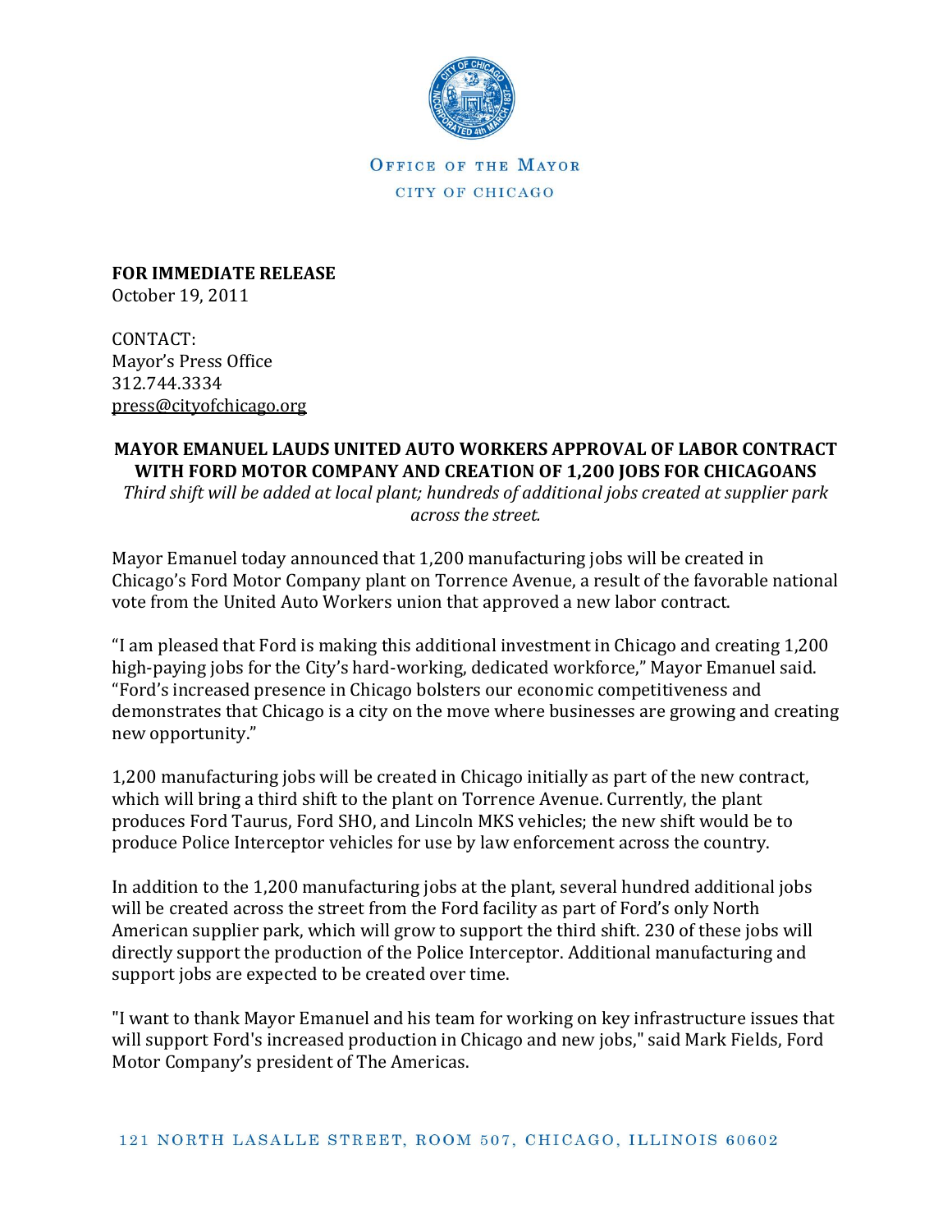OFFICE OF THE MAYOR

CITY OF CHICAGO

**FOR IMMEDIATE RELEASE**
October 19, 2011

CONTACT:
Mayor's Press Office
312.744.3334
press@cityofchicago.org

## MAYOR EMANUEL LAUDS UNITED AUTO WORKERS APPROVAL OF LABOR CONTRACT WITH FORD MOTOR COMPANY AND CREATION OF 1,200 JOBS FOR CHICAGOANS

*Third shift will be added at local plant; hundreds of additional jobs created at supplier park across the street.*

Mayor Emanuel today announced that 1,200 manufacturing jobs will be created in Chicago's Ford Motor Company plant on Torrence Avenue, a result of the favorable national vote from the United Auto Workers union that approved a new labor contract.

"I am pleased that Ford is making this additional investment in Chicago and creating 1,200 high-paying jobs for the City's hard-working, dedicated workforce," Mayor Emanuel said. "Ford's increased presence in Chicago bolsters our economic competitiveness and demonstrates that Chicago is a city on the move where businesses are growing and creating new opportunity."

1,200 manufacturing jobs will be created in Chicago initially as part of the new contract, which will bring a third shift to the plant on Torrence Avenue. Currently, the plant produces Ford Taurus, Ford SHO, and Lincoln MKS vehicles; the new shift would be to produce Police Interceptor vehicles for use by law enforcement across the country.

In addition to the 1,200 manufacturing jobs at the plant, several hundred additional jobs will be created across the street from the Ford facility as part of Ford's only North American supplier park, which will grow to support the third shift. 230 of these jobs will directly support the production of the Police Interceptor. Additional manufacturing and support jobs are expected to be created over time.

"I want to thank Mayor Emanuel and his team for working on key infrastructure issues that will support Ford's increased production in Chicago and new jobs," said Mark Fields, Ford Motor Company's president of The Americas.

121 NORTH LASALLE STREET, ROOM 507, CHICAGO, ILLINOIS 60602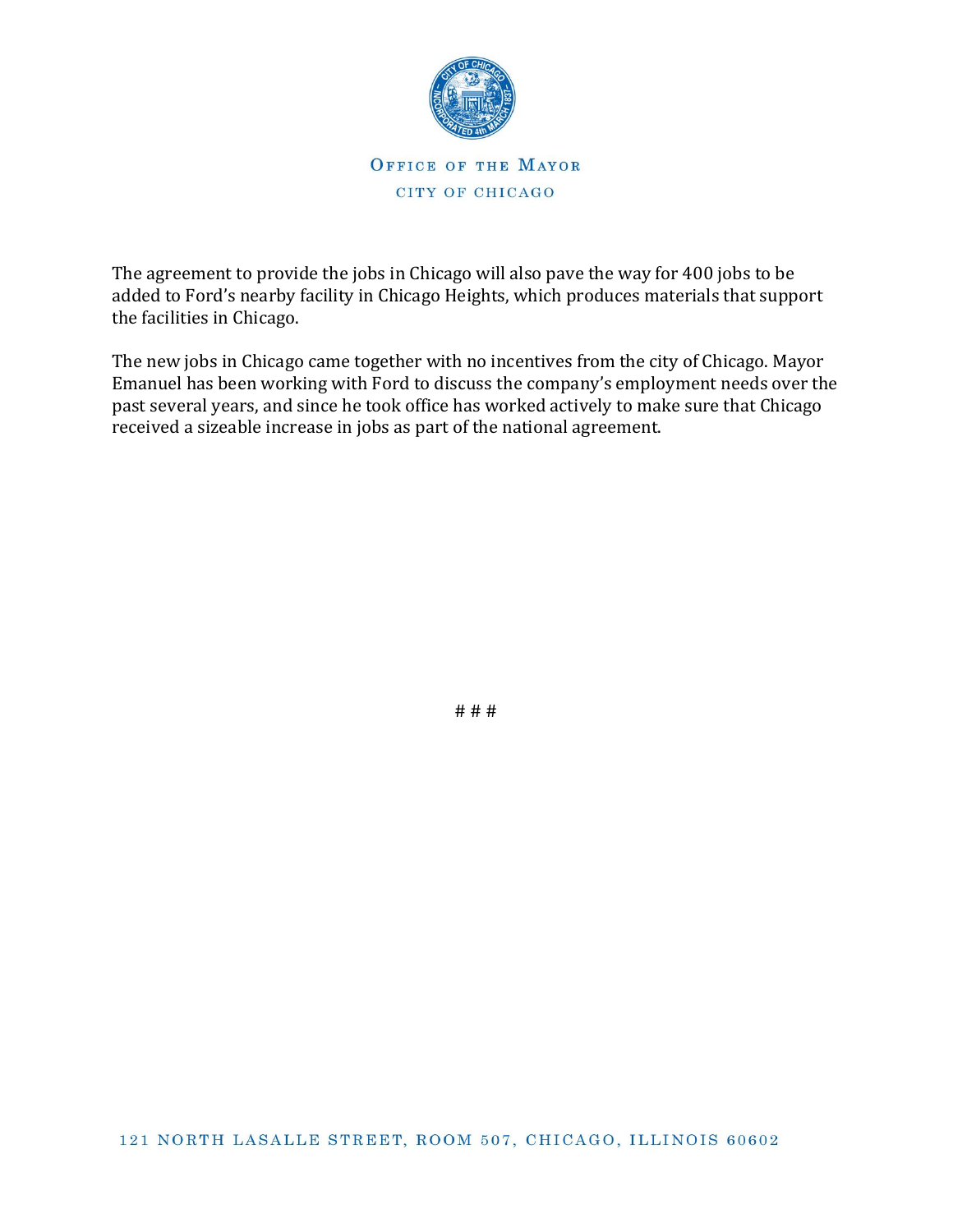The agreement to provide the jobs in Chicago will also pave the way for 400 jobs to be added to Ford's nearby facility in Chicago Heights, which produces materials that support the facilities in Chicago.

The new jobs in Chicago came together with no incentives from the city of Chicago. Mayor Emanuel has been working with Ford to discuss the company's employment needs over the past several years, and since he took office has worked actively to make sure that Chicago received a sizeable increase in jobs as part of the national agreement.

# # #